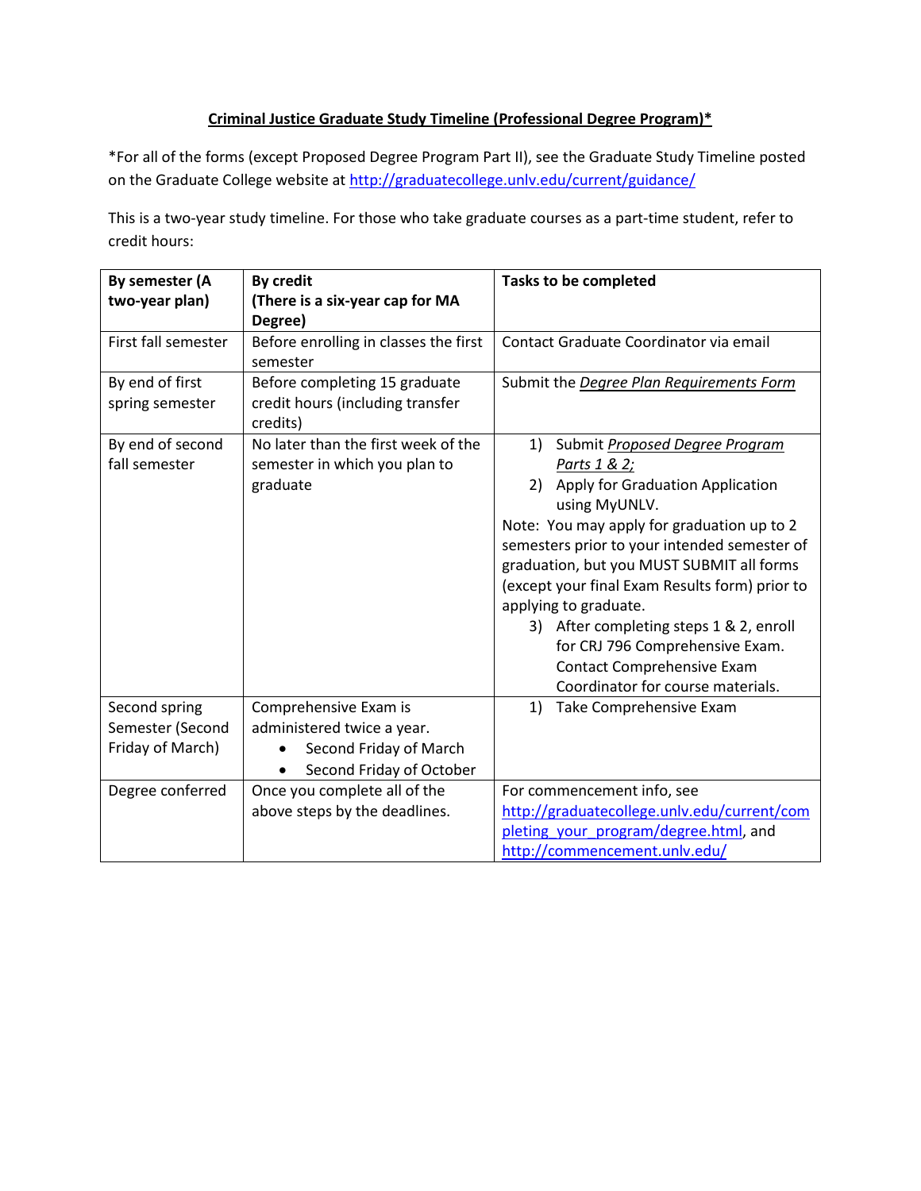**Criminal Justice Graduate Study Timeline (Professional Degree Program)***

*For all of the forms (except Proposed Degree Program Part II), see the Graduate Study Timeline posted on the Graduate College website at http://graduatecollege.unlv.edu/current/guidance/

This is a two-year study timeline. For those who take graduate courses as a part-time student, refer to credit hours:

| By semester (A two-year plan) | By credit (There is a six-year cap for MA Degree) | Tasks to be completed |
|---|---|---|
| First fall semester | Before enrolling in classes the first semester | Contact Graduate Coordinator via email |
| By end of first spring semester | Before completing 15 graduate credit hours (including transfer credits) | Submit the *Degree Plan Requirements Form* |
| By end of second fall semester | No later than the first week of the semester in which you plan to graduate | 1) Submit *Proposed Degree Program Parts 1 & 2;*<br>2) Apply for Graduation Application using MyUNLV.<br>Note: You may apply for graduation up to 2 semesters prior to your intended semester of graduation, but you MUST SUBMIT all forms (except your final Exam Results form) prior to applying to graduate.<br>3) After completing steps 1 & 2, enroll for CRJ 796 Comprehensive Exam. Contact Comprehensive Exam Coordinator for course materials. |
| Second spring Semester (Second Friday of March) | Comprehensive Exam is administered twice a year.<br>• Second Friday of March<br>• Second Friday of October | 1) Take Comprehensive Exam |
| Degree conferred | Once you complete all of the above steps by the deadlines. | For commencement info, see http://graduatecollege.unlv.edu/current/completing_your_program/degree.html, and http://commencement.unlv.edu/ |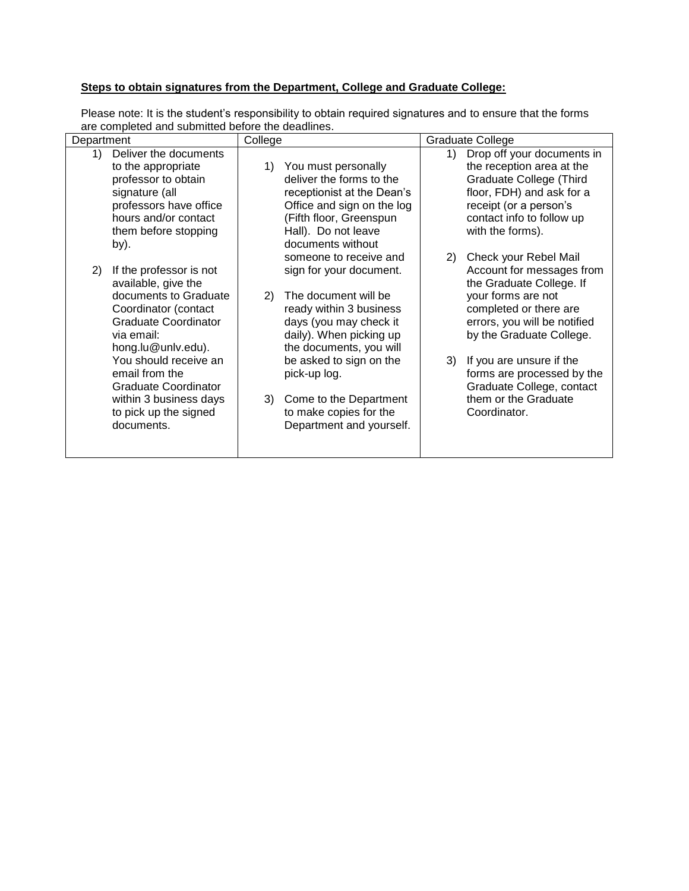**Steps to obtain signatures from the Department, College and Graduate College:**

Please note: It is the student's responsibility to obtain required signatures and to ensure that the forms are completed and submitted before the deadlines.

| Department | College | Graduate College |
|---|---|---|
| 1) Deliver the documents to the appropriate professor to obtain signature (all professors have office hours and/or contact them before stopping by).<br><br>2) If the professor is not available, give the documents to Graduate Coordinator (contact Graduate Coordinator via email: hong.lu@unlv.edu). You should receive an email from the Graduate Coordinator within 3 business days to pick up the signed documents. | 1) You must personally deliver the forms to the receptionist at the Dean's Office and sign on the log (Fifth floor, Greenspun Hall). Do not leave documents without someone to receive and sign for your document.<br><br>2) The document will be ready within 3 business days (you may check it daily). When picking up the documents, you will be asked to sign on the pick-up log.<br><br>3) Come to the Department to make copies for the Department and yourself. | 1) Drop off your documents in the reception area at the Graduate College (Third floor, FDH) and ask for a receipt (or a person's contact info to follow up with the forms).<br><br>2) Check your Rebel Mail Account for messages from the Graduate College. If your forms are not completed or there are errors, you will be notified by the Graduate College.<br><br>3) If you are unsure if the forms are processed by the Graduate College, contact them or the Graduate Coordinator. |